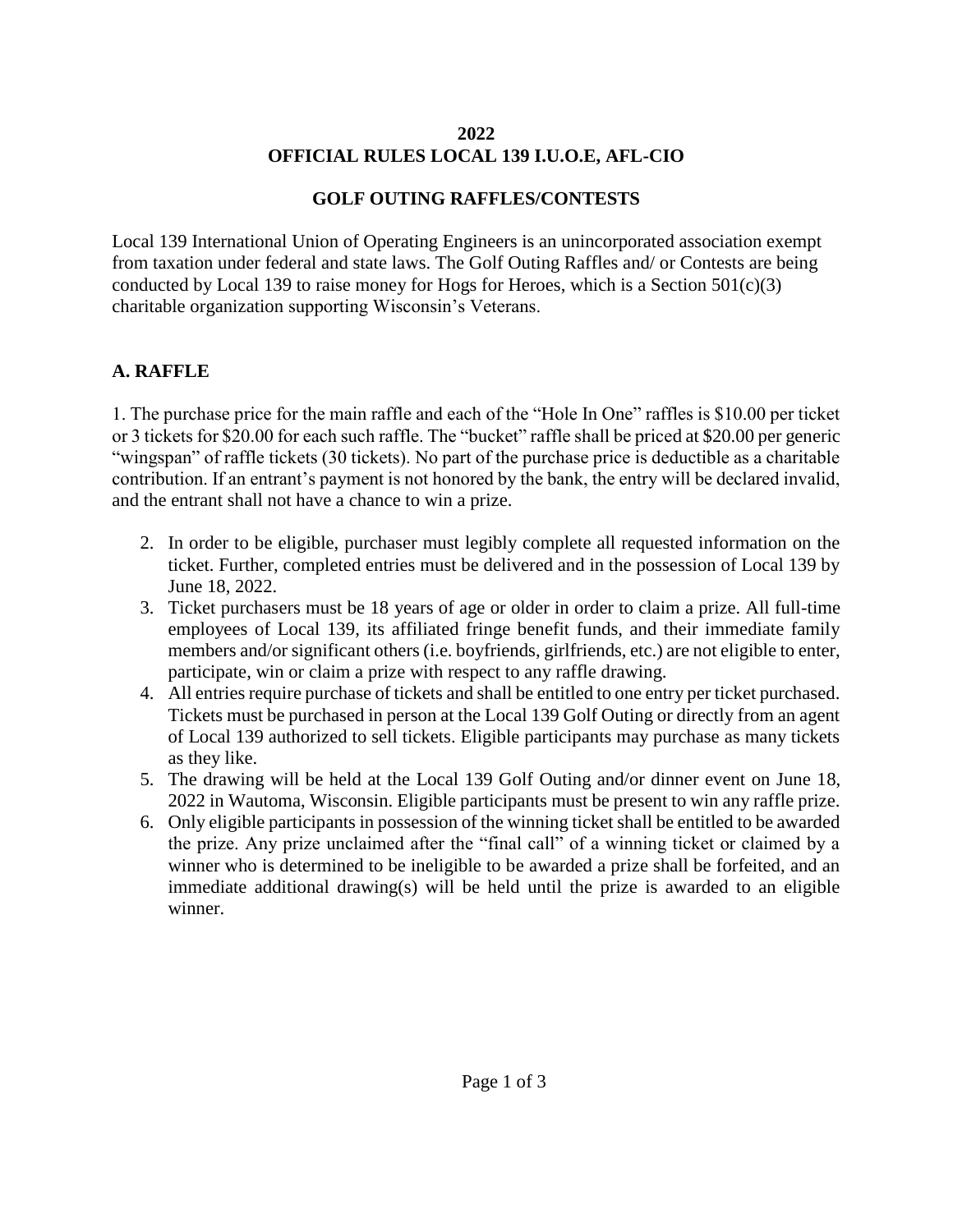# 2022
# OFFICIAL RULES LOCAL 139 I.U.O.E, AFL-CIO

## GOLF OUTING RAFFLES/CONTESTS

Local 139 International Union of Operating Engineers is an unincorporated association exempt from taxation under federal and state laws. The Golf Outing Raffles and/ or Contests are being conducted by Local 139 to raise money for Hogs for Heroes, which is a Section 501(c)(3) charitable organization supporting Wisconsin's Veterans.

## A. RAFFLE

1. The purchase price for the main raffle and each of the "Hole In One" raffles is $10.00 per ticket or 3 tickets for $20.00 for each such raffle. The "bucket" raffle shall be priced at $20.00 per generic "wingspan" of raffle tickets (30 tickets). No part of the purchase price is deductible as a charitable contribution. If an entrant's payment is not honored by the bank, the entry will be declared invalid, and the entrant shall not have a chance to win a prize.

2. In order to be eligible, purchaser must legibly complete all requested information on the ticket. Further, completed entries must be delivered and in the possession of Local 139 by June 18, 2022.
3. Ticket purchasers must be 18 years of age or older in order to claim a prize. All full-time employees of Local 139, its affiliated fringe benefit funds, and their immediate family members and/or significant others (i.e. boyfriends, girlfriends, etc.) are not eligible to enter, participate, win or claim a prize with respect to any raffle drawing.
4. All entries require purchase of tickets and shall be entitled to one entry per ticket purchased. Tickets must be purchased in person at the Local 139 Golf Outing or directly from an agent of Local 139 authorized to sell tickets. Eligible participants may purchase as many tickets as they like.
5. The drawing will be held at the Local 139 Golf Outing and/or dinner event on June 18, 2022 in Wautoma, Wisconsin. Eligible participants must be present to win any raffle prize.
6. Only eligible participants in possession of the winning ticket shall be entitled to be awarded the prize. Any prize unclaimed after the "final call" of a winning ticket or claimed by a winner who is determined to be ineligible to be awarded a prize shall be forfeited, and an immediate additional drawing(s) will be held until the prize is awarded to an eligible winner.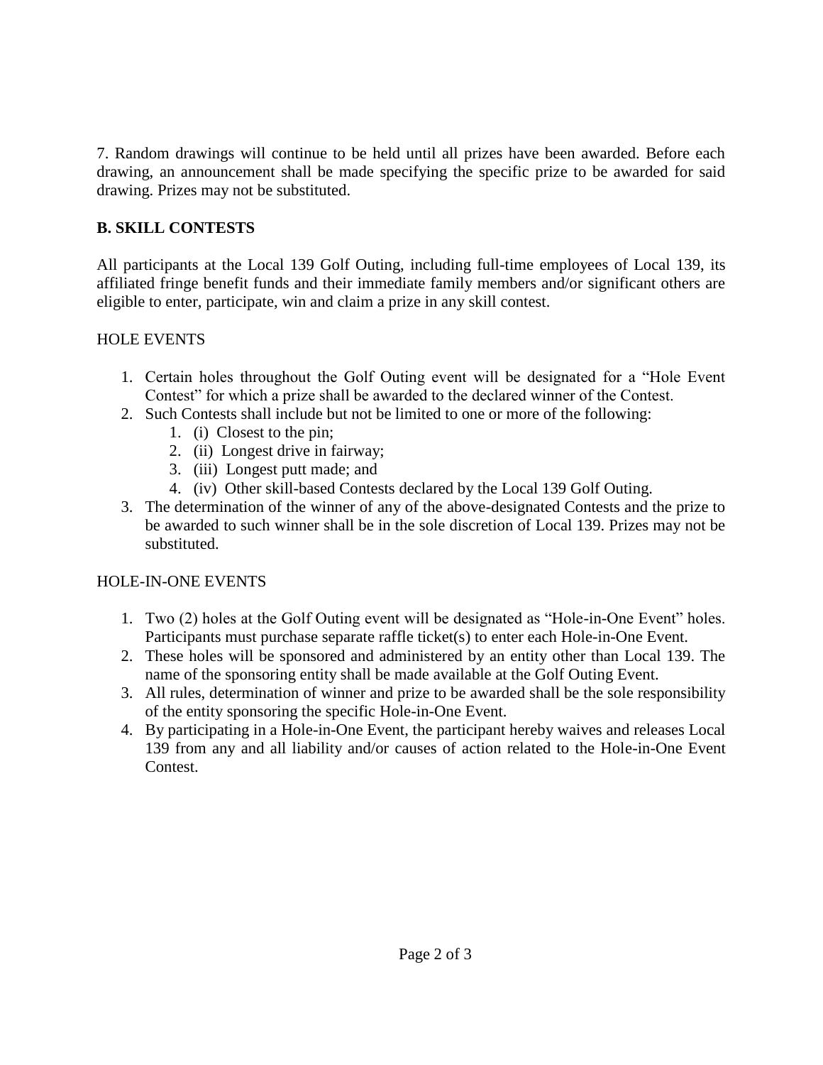7. Random drawings will continue to be held until all prizes have been awarded. Before each drawing, an announcement shall be made specifying the specific prize to be awarded for said drawing. Prizes may not be substituted.

**B. SKILL CONTESTS**

All participants at the Local 139 Golf Outing, including full-time employees of Local 139, its affiliated fringe benefit funds and their immediate family members and/or significant others are eligible to enter, participate, win and claim a prize in any skill contest.

HOLE EVENTS

1. Certain holes throughout the Golf Outing event will be designated for a "Hole Event Contest" for which a prize shall be awarded to the declared winner of the Contest.
2. Such Contests shall include but not be limited to one or more of the following:
    1. (i) Closest to the pin;
    2. (ii) Longest drive in fairway;
    3. (iii) Longest putt made; and
    4. (iv) Other skill-based Contests declared by the Local 139 Golf Outing.
3. The determination of the winner of any of the above-designated Contests and the prize to be awarded to such winner shall be in the sole discretion of Local 139. Prizes may not be substituted.

HOLE-IN-ONE EVENTS

1. Two (2) holes at the Golf Outing event will be designated as "Hole-in-One Event" holes. Participants must purchase separate raffle ticket(s) to enter each Hole-in-One Event.
2. These holes will be sponsored and administered by an entity other than Local 139. The name of the sponsoring entity shall be made available at the Golf Outing Event.
3. All rules, determination of winner and prize to be awarded shall be the sole responsibility of the entity sponsoring the specific Hole-in-One Event.
4. By participating in a Hole-in-One Event, the participant hereby waives and releases Local 139 from any and all liability and/or causes of action related to the Hole-in-One Event Contest.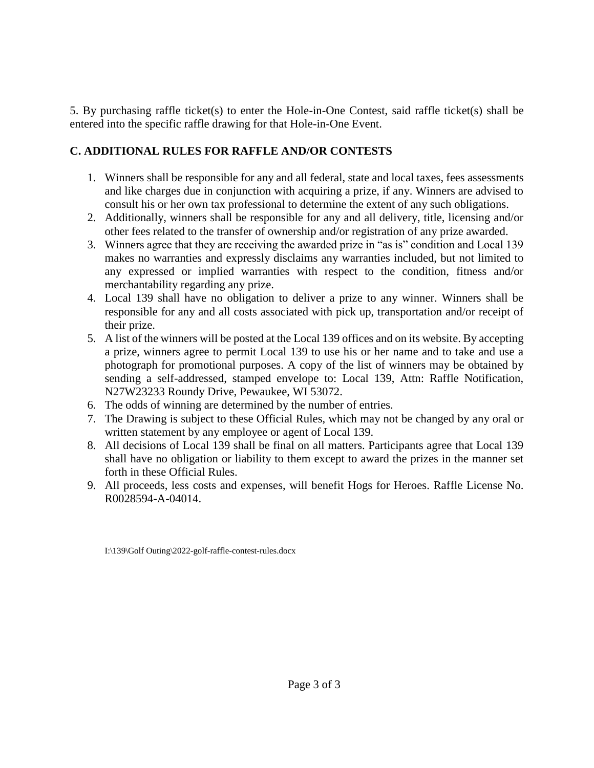5. By purchasing raffle ticket(s) to enter the Hole-in-One Contest, said raffle ticket(s) shall be entered into the specific raffle drawing for that Hole-in-One Event.

## C. ADDITIONAL RULES FOR RAFFLE AND/OR CONTESTS

1. Winners shall be responsible for any and all federal, state and local taxes, fees assessments and like charges due in conjunction with acquiring a prize, if any. Winners are advised to consult his or her own tax professional to determine the extent of any such obligations.
2. Additionally, winners shall be responsible for any and all delivery, title, licensing and/or other fees related to the transfer of ownership and/or registration of any prize awarded.
3. Winners agree that they are receiving the awarded prize in "as is" condition and Local 139 makes no warranties and expressly disclaims any warranties included, but not limited to any expressed or implied warranties with respect to the condition, fitness and/or merchantability regarding any prize.
4. Local 139 shall have no obligation to deliver a prize to any winner. Winners shall be responsible for any and all costs associated with pick up, transportation and/or receipt of their prize.
5. A list of the winners will be posted at the Local 139 offices and on its website. By accepting a prize, winners agree to permit Local 139 to use his or her name and to take and use a photograph for promotional purposes. A copy of the list of winners may be obtained by sending a self-addressed, stamped envelope to: Local 139, Attn: Raffle Notification, N27W23233 Roundy Drive, Pewaukee, WI 53072.
6. The odds of winning are determined by the number of entries.
7. The Drawing is subject to these Official Rules, which may not be changed by any oral or written statement by any employee or agent of Local 139.
8. All decisions of Local 139 shall be final on all matters. Participants agree that Local 139 shall have no obligation or liability to them except to award the prizes in the manner set forth in these Official Rules.
9. All proceeds, less costs and expenses, will benefit Hogs for Heroes. Raffle License No. R0028594-A-04014.

I:\139\Golf Outing\2022-golf-raffle-contest-rules.docx